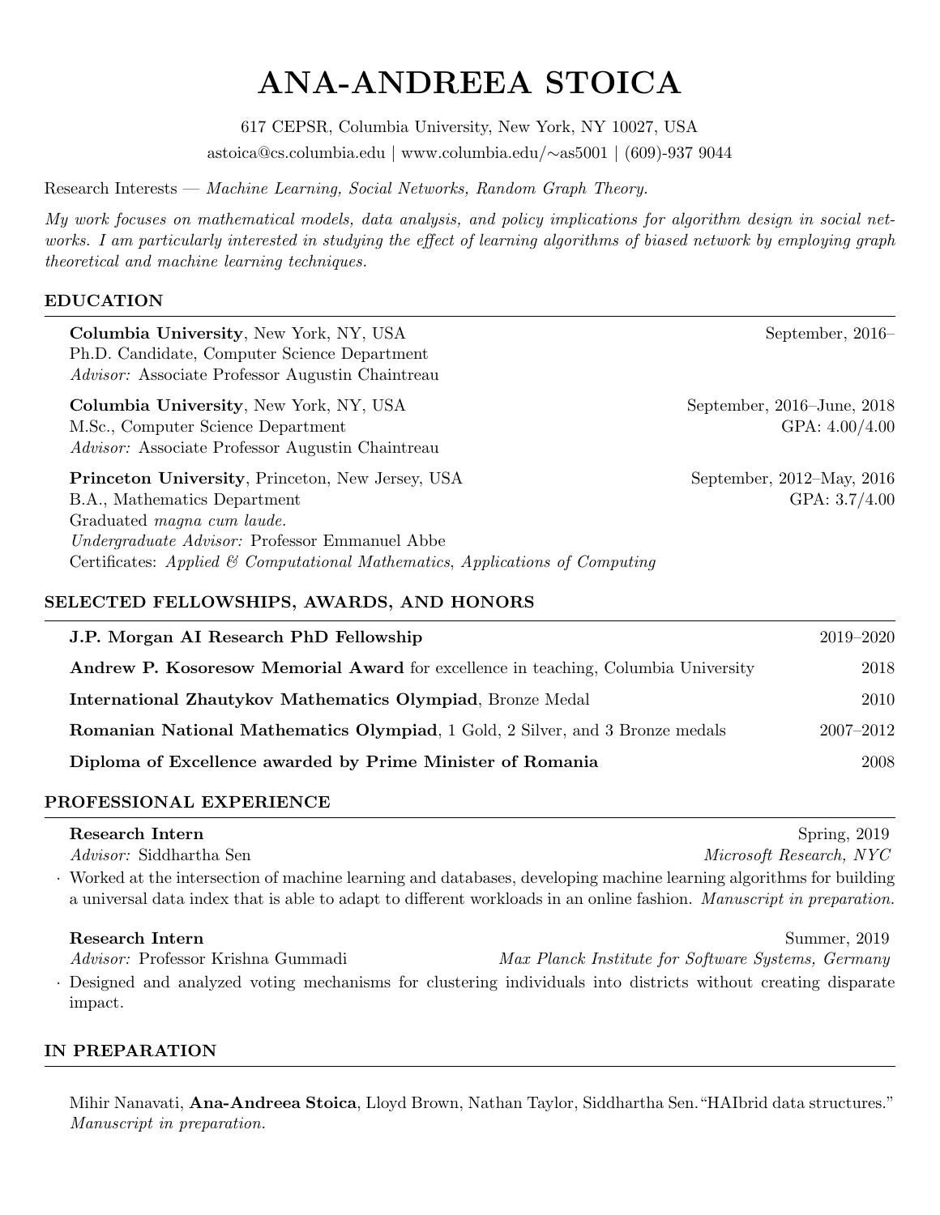# ANA-ANDREEA STOICA

617 CEPSR, Columbia University, New York, NY 10027, USA
astoica@cs.columbia.edu | www.columbia.edu/∼as5001 | (609)-937 9044

Research Interests — *Machine Learning, Social Networks, Random Graph Theory.*

*My work focuses on mathematical models, data analysis, and policy implications for algorithm design in social networks. I am particularly interested in studying the effect of learning algorithms of biased network by employing graph theoretical and machine learning techniques.*

## EDUCATION

**Columbia University**, New York, NY, USA — September, 2016–
Ph.D. Candidate, Computer Science Department
*Advisor:* Associate Professor Augustin Chaintreau

**Columbia University**, New York, NY, USA — September, 2016–June, 2018
M.Sc., Computer Science Department — GPA: 4.00/4.00
*Advisor:* Associate Professor Augustin Chaintreau

**Princeton University**, Princeton, New Jersey, USA — September, 2012–May, 2016
B.A., Mathematics Department — GPA: 3.7/4.00
Graduated *magna cum laude.*
*Undergraduate Advisor:* Professor Emmanuel Abbe
Certificates: *Applied & Computational Mathematics*, *Applications of Computing*

## SELECTED FELLOWSHIPS, AWARDS, AND HONORS

**J.P. Morgan AI Research PhD Fellowship** — 2019–2020

**Andrew P. Kosoresow Memorial Award** for excellence in teaching, Columbia University — 2018

**International Zhautykov Mathematics Olympiad**, Bronze Medal — 2010

**Romanian National Mathematics Olympiad**, 1 Gold, 2 Silver, and 3 Bronze medals — 2007–2012

**Diploma of Excellence awarded by Prime Minister of Romania** — 2008

## PROFESSIONAL EXPERIENCE

**Research Intern** — Spring, 2019
*Advisor:* Siddhartha Sen — *Microsoft Research, NYC*

- Worked at the intersection of machine learning and databases, developing machine learning algorithms for building a universal data index that is able to adapt to different workloads in an online fashion. *Manuscript in preparation.*

**Research Intern** — Summer, 2019
*Advisor:* Professor Krishna Gummadi — *Max Planck Institute for Software Systems, Germany*

- Designed and analyzed voting mechanisms for clustering individuals into districts without creating disparate impact.

## IN PREPARATION

Mihir Nanavati, **Ana-Andreea Stoica**, Lloyd Brown, Nathan Taylor, Siddhartha Sen. "HAIbrid data structures." *Manuscript in preparation.*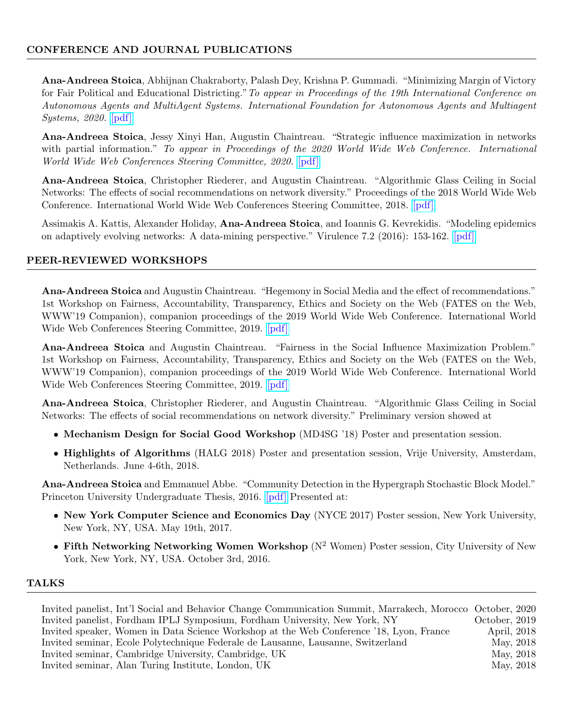## CONFERENCE AND JOURNAL PUBLICATIONS

**Ana-Andreea Stoica**, Abhijnan Chakraborty, Palash Dey, Krishna P. Gummadi. "Minimizing Margin of Victory for Fair Political and Educational Districting." *To appear in Proceedings of the 19th International Conference on Autonomous Agents and MultiAgent Systems. International Foundation for Autonomous Agents and Multiagent Systems, 2020.* [pdf]

**Ana-Andreea Stoica**, Jessy Xinyi Han, Augustin Chaintreau. "Strategic influence maximization in networks with partial information." *To appear in Proceedings of the 2020 World Wide Web Conference. International World Wide Web Conferences Steering Committee, 2020.* [pdf]

**Ana-Andreea Stoica**, Christopher Riederer, and Augustin Chaintreau. "Algorithmic Glass Ceiling in Social Networks: The effects of social recommendations on network diversity." Proceedings of the 2018 World Wide Web Conference. International World Wide Web Conferences Steering Committee, 2018. [pdf]

Assimakis A. Kattis, Alexander Holiday, **Ana-Andreea Stoica**, and Ioannis G. Kevrekidis. "Modeling epidemics on adaptively evolving networks: A data-mining perspective." Virulence 7.2 (2016): 153-162. [pdf]

## PEER-REVIEWED WORKSHOPS

**Ana-Andreea Stoica** and Augustin Chaintreau. "Hegemony in Social Media and the effect of recommendations." 1st Workshop on Fairness, Accountability, Transparency, Ethics and Society on the Web (FATES on the Web, WWW'19 Companion), companion proceedings of the 2019 World Wide Web Conference. International World Wide Web Conferences Steering Committee, 2019. [pdf]

**Ana-Andreea Stoica** and Augustin Chaintreau. "Fairness in the Social Influence Maximization Problem." 1st Workshop on Fairness, Accountability, Transparency, Ethics and Society on the Web (FATES on the Web, WWW'19 Companion), companion proceedings of the 2019 World Wide Web Conference. International World Wide Web Conferences Steering Committee, 2019. [pdf]

**Ana-Andreea Stoica**, Christopher Riederer, and Augustin Chaintreau. "Algorithmic Glass Ceiling in Social Networks: The effects of social recommendations on network diversity." Preliminary version showed at

- **Mechanism Design for Social Good Workshop** (MD4SG '18) Poster and presentation session.
- **Highlights of Algorithms** (HALG 2018) Poster and presentation session, Vrije University, Amsterdam, Netherlands. June 4-6th, 2018.

**Ana-Andreea Stoica** and Emmanuel Abbe. "Community Detection in the Hypergraph Stochastic Block Model." Princeton University Undergraduate Thesis, 2016. [pdf] Presented at:

- **New York Computer Science and Economics Day** (NYCE 2017) Poster session, New York University, New York, NY, USA. May 19th, 2017.
- **Fifth Networking Networking Women Workshop** ($N^2$ Women) Poster session, City University of New York, New York, NY, USA. October 3rd, 2016.

## TALKS

| | |
|---|---|
| Invited panelist, Int'l Social and Behavior Change Communication Summit, Marrakech, Morocco | October, 2020 |
| Invited panelist, Fordham IPLJ Symposium, Fordham University, New York, NY | October, 2019 |
| Invited speaker, Women in Data Science Workshop at the Web Conference '18, Lyon, France | April, 2018 |
| Invited seminar, Ecole Polytechnique Federale de Lausanne, Lausanne, Switzerland | May, 2018 |
| Invited seminar, Cambridge University, Cambridge, UK | May, 2018 |
| Invited seminar, Alan Turing Institute, London, UK | May, 2018 |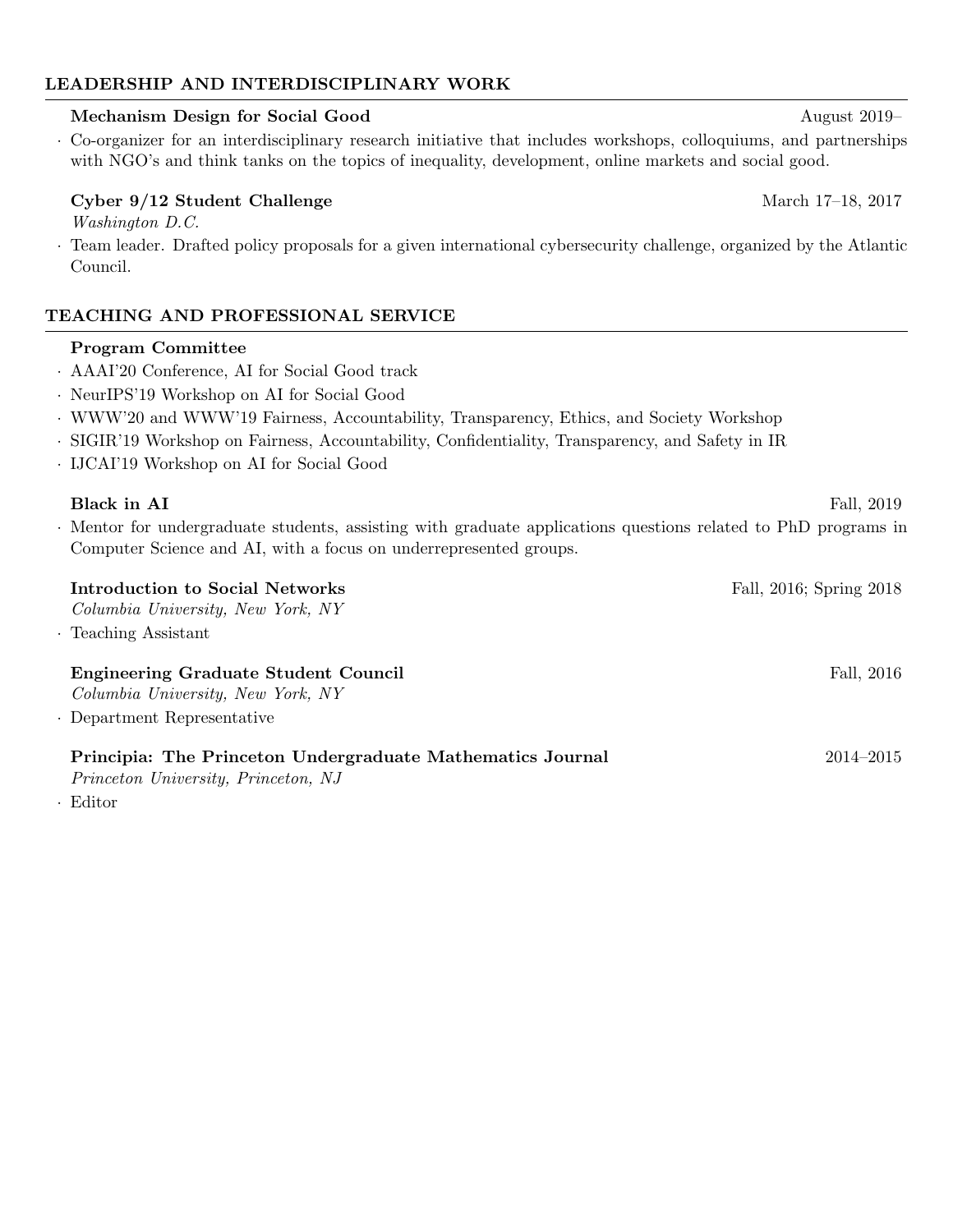## LEADERSHIP AND INTERDISCIPLINARY WORK

**Mechanism Design for Social Good** — August 2019–

- Co-organizer for an interdisciplinary research initiative that includes workshops, colloquiums, and partnerships with NGO's and think tanks on the topics of inequality, development, online markets and social good.

**Cyber 9/12 Student Challenge** — March 17–18, 2017
*Washington D.C.*

- Team leader. Drafted policy proposals for a given international cybersecurity challenge, organized by the Atlantic Council.

## TEACHING AND PROFESSIONAL SERVICE

**Program Committee**

- AAAI'20 Conference, AI for Social Good track
- NeurIPS'19 Workshop on AI for Social Good
- WWW'20 and WWW'19 Fairness, Accountability, Transparency, Ethics, and Society Workshop
- SIGIR'19 Workshop on Fairness, Accountability, Confidentiality, Transparency, and Safety in IR
- IJCAI'19 Workshop on AI for Social Good

**Black in AI** — Fall, 2019

- Mentor for undergraduate students, assisting with graduate applications questions related to PhD programs in Computer Science and AI, with a focus on underrepresented groups.

**Introduction to Social Networks** — Fall, 2016; Spring 2018
*Columbia University, New York, NY*

- Teaching Assistant

**Engineering Graduate Student Council** — Fall, 2016
*Columbia University, New York, NY*

- Department Representative

**Principia: The Princeton Undergraduate Mathematics Journal** — 2014–2015
*Princeton University, Princeton, NJ*

- Editor